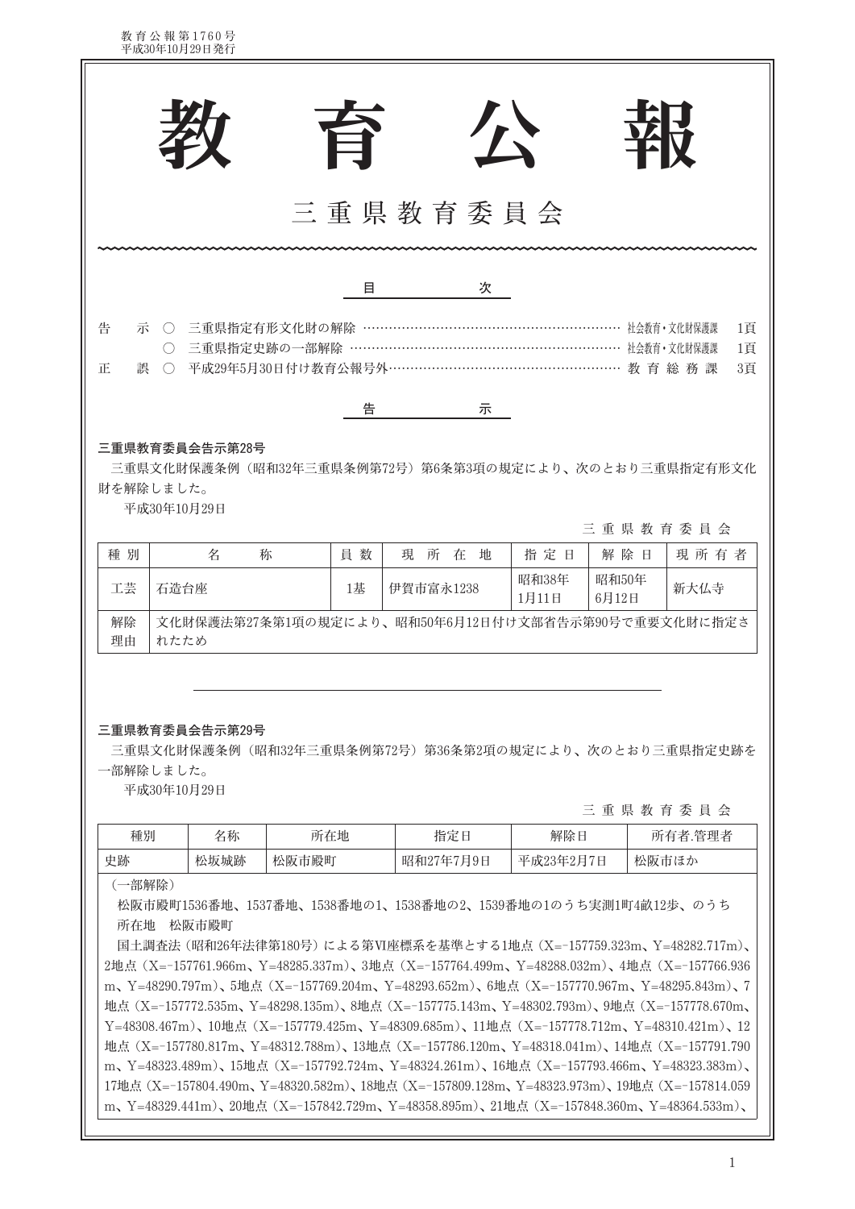教育公報第1760号
平成30年10月29日発行

# 教　育　公　報

## 三重県教育委員会

### 目　　次

| | | | | |
|---|---|---|---|---|
| 告　示 | ○ 三重県指定有形文化財の解除 | …… | 社会教育・文化財保護課 | 1頁 |
| | ○ 三重県指定史跡の一部解除 | …… | 社会教育・文化財保護課 | 1頁 |
| 正　誤 | ○ 平成29年5月30日付け教育公報号外 | …… | 教育総務課 | 3頁 |

### 告　　示

**三重県教育委員会告示第28号**

三重県文化財保護条例（昭和32年三重県条例第72号）第6条第3項の規定により、次のとおり三重県指定有形文化財を解除しました。

平成30年10月29日

三重県教育委員会

| 種別 | 名　称 | 員数 | 現所在地 | 指定日 | 解除日 | 現所有者 |
|---|---|---|---|---|---|---|
| 工芸 | 石造台座 | 1基 | 伊賀市富永1238 | 昭和38年1月11日 | 昭和50年6月12日 | 新大仏寺 |
| 解除理由 | 文化財保護法第27条第1項の規定により、昭和50年6月12日付け文部省告示第90号で重要文化財に指定されたため | | | | | |

---

**三重県教育委員会告示第29号**

三重県文化財保護条例（昭和32年三重県条例第72号）第36条第2項の規定により、次のとおり三重県指定史跡を一部解除しました。

平成30年10月29日

三重県教育委員会

| 種別 | 名称 | 所在地 | 指定日 | 解除日 | 所有者.管理者 |
|---|---|---|---|---|---|
| 史跡 | 松坂城跡 | 松阪市殿町 | 昭和27年7月9日 | 平成23年2月7日 | 松阪市ほか |

（一部解除）

松阪市殿町1536番地、1537番地、1538番地の1、1538番地の2、1539番地の1のうち実測1町4畝12歩、のうち

所在地　松阪市殿町

国土調査法（昭和26年法律第180号）による第Ⅵ座標系を基準とする1地点（X=-157759.323m、Y=48282.717m）、2地点（X=-157761.966m、Y=48285.337m）、3地点（X=-157764.499m、Y=48288.032m）、4地点（X=-157766.936m、Y=48290.797m）、5地点（X=-157769.204m、Y=48293.652m）、6地点（X=-157770.967m、Y=48295.843m）、7地点（X=-157772.535m、Y=48298.135m）、8地点（X=-157775.143m、Y=48302.793m）、9地点（X=-157778.670m、Y=48308.467m）、10地点（X=-157779.425m、Y=48309.685m）、11地点（X=-157778.712m、Y=48310.421m）、12地点（X=-157780.817m、Y=48312.788m）、13地点（X=-157786.120m、Y=48318.041m）、14地点（X=-157791.790m、Y=48323.489m）、15地点（X=-157792.724m、Y=48324.261m）、16地点（X=-157793.466m、Y=48323.383m）、17地点（X=-157804.490m、Y=48320.582m）、18地点（X=-157809.128m、Y=48323.973m）、19地点（X=-157814.059m、Y=48329.441m）、20地点（X=-157842.729m、Y=48358.895m）、21地点（X=-157848.360m、Y=48364.533m）、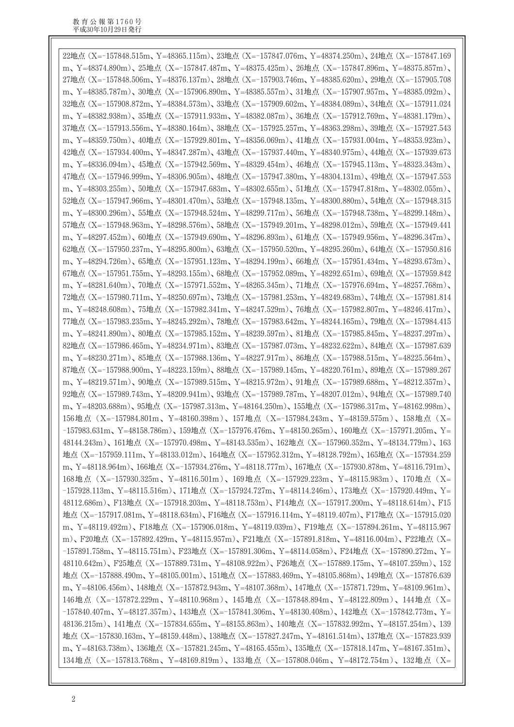22地点（X=-157848.515m、Y=48365.115m）、23地点（X=-157847.076m、Y=48374.250m）、24地点（X=-157847.169m、Y=48374.890m）、25地点（X=-157847.487m、Y=48375.425m）、26地点（X=-157847.896m、Y=48375.857m）、27地点（X=-157848.506m、Y=48376.137m）、28地点（X=-157903.746m、Y=48385.620m）、29地点（X=-157905.708m、Y=48385.787m）、30地点（X=-157906.890m、Y=48385.557m）、31地点（X=-157907.957m、Y=48385.092m）、32地点（X=-157908.872m、Y=48384.573m）、33地点（X=-157909.602m、Y=48384.089m）、34地点（X=-157911.024m、Y=48382.938m）、35地点（X=-157911.933m、Y=48382.087m）、36地点（X=-157912.769m、Y=48381.179m）、37地点（X=-157913.556m、Y=48380.164m）、38地点（X=-157925.257m、Y=48363.298m）、39地点（X=-157927.543m、Y=48359.750m）、40地点（X=-157929.801m、Y=48356.069m）、41地点（X=-157931.004m、Y=48353.923m）、42地点（X=-157934.400m、Y=48347.287m）、43地点（X=-157937.440m、Y=48340.975m）、44地点（X=-157939.673m、Y=48336.094m）、45地点（X=-157942.569m、Y=48329.454m）、46地点（X=-157945.113m、Y=48323.343m）、47地点（X=-157946.999m、Y=48306.905m）、48地点（X=-157947.380m、Y=48304.131m）、49地点（X=-157947.553m、Y=48303.255m）、50地点（X=-157947.683m、Y=48302.655m）、51地点（X=-157947.818m、Y=48302.055m）、52地点（X=-157947.966m、Y=48301.470m）、53地点（X=-157948.135m、Y=48300.880m）、54地点（X=-157948.315m、Y=48300.296m）、55地点（X=-157948.524m、Y=48299.717m）、56地点（X=-157948.738m、Y=48299.148m）、57地点（X=-157948.963m、Y=48298.576m）、58地点（X=-157949.201m、Y=48298.012m）、59地点（X=-157949.441m、Y=48297.452m）、60地点（X=-157949.690m、Y=48296.893m）、61地点（X=-157949.956m、Y=48296.347m）、62地点（X=-157950.237m、Y=48295.800m）、63地点（X=-157950.520m、Y=48295.260m）、64地点（X=-157950.816m、Y=48294.726m）、65地点（X=-157951.123m、Y=48294.199m）、66地点（X=-157951.434m、Y=48293.673m）、67地点（X=-157951.755m、Y=48293.155m）、68地点（X=-157952.089m、Y=48292.651m）、69地点（X=-157959.842m、Y=48281.640m）、70地点（X=-157971.552m、Y=48265.345m）、71地点（X=-157976.694m、Y=48257.768m）、72地点（X=-157980.711m、Y=48250.697m）、73地点（X=-157981.253m、Y=48249.683m）、74地点（X=-157981.814m、Y=48248.608m）、75地点（X=-157982.341m、Y=48247.529m）、76地点（X=-157982.807m、Y=48246.417m）、77地点（X=-157983.235m、Y=48245.292m）、78地点（X=-157983.642m、Y=48244.165m）、79地点（X=-157984.415m、Y=48241.890m）、80地点（X=-157985.152m、Y=48239.597m）、81地点（X=-157985.845m、Y=48237.297m）、82地点（X=-157986.465m、Y=48234.971m）、83地点（X=-157987.073m、Y=48232.622m）、84地点（X=-157987.639m、Y=48230.271m）、85地点（X=-157988.136m、Y=48227.917m）、86地点（X=-157988.515m、Y=48225.564m）、87地点（X=-157988.900m、Y=48223.159m）、88地点（X=-157989.145m、Y=48220.761m）、89地点（X=-157989.267m、Y=48219.571m）、90地点（X=-157989.515m、Y=48215.972m）、91地点（X=-157989.688m、Y=48212.357m）、92地点（X=-157989.743m、Y=48209.941m）、93地点（X=-157989.787m、Y=48207.012m）、94地点（X=-157989.740m、Y=48203.688m）、95地点（X=-157987.313m、Y=48164.250m）、155地点（X=-157986.317m、Y=48162.998m）、156地点（X=-157984.801m、Y=48160.398m）、157地点（X=-157984.243m、Y=48159.575m）、158地点（X=-157983.631m、Y=48158.786m）、159地点（X=-157976.476m、Y=48150.265m）、160地点（X=-157971.205m、Y=48144.243m）、161地点（X=-157970.498m、Y=48143.535m）、162地点（X=-157960.352m、Y=48134.779m）、163地点（X=-157959.111m、Y=48133.012m）、164地点（X=-157952.312m、Y=48128.792m）、165地点（X=-157934.259m、Y=48118.964m）、166地点（X=-157934.276m、Y=48118.777m）、167地点（X=-157930.878m、Y=48116.791m）、168地点（X=-157930.325m、Y=48116.501m）、169地点（X=-157929.223m、Y=48115.983m）、170地点（X=-157928.113m、Y=48115.516m）、171地点（X=-157924.727m、Y=48114.246m）、173地点（X=-157920.449m、Y=48112.686m）、F13地点（X=-157918.203m、Y=48118.753m）、F14地点（X=-157917.200m、Y=48118.614m）、F15地点（X=-157917.081m、Y=48118.634m）、F16地点（X=-157916.114m、Y=48119.407m）、F17地点（X=-157915.020m、Y=48119.492m）、F18地点（X=-157906.018m、Y=48119.039m）、F19地点（X=-157894.261m、Y=48115.967m）、F20地点（X=-157892.429m、Y=48115.957m）、F21地点（X=-157891.818m、Y=48116.004m）、F22地点（X=-157891.758m、Y=48115.751m）、F23地点（X=-157891.306m、Y=48114.058m）、F24地点（X=-157890.272m、Y=48110.642m）、F25地点（X=-157889.731m、Y=48108.922m）、F26地点（X=-157889.175m、Y=48107.259m）、152地点（X=-157888.490m、Y=48105.001m）、151地点（X=-157883.469m、Y=48105.868m）、149地点（X=-157876.639m、Y=48106.456m）、148地点（X=-157872.943m、Y=48107.368m）、147地点（X=-157871.729m、Y=48109.961m）、146地点（X=-157872.229m、Y=48110.968m）、145地点（X=-157848.894m、Y=48122.809m）、144地点（X=-157840.407m、Y=48127.357m）、143地点（X=-157841.306m、Y=48130.408m）、142地点（X=-157842.773m、Y=48136.215m）、141地点（X=-157834.655m、Y=48155.863m）、140地点（X=-157832.992m、Y=48157.254m）、139地点（X=-157830.163m、Y=48159.448m）、138地点（X=-157827.247m、Y=48161.514m）、137地点（X=-157823.939m、Y=48163.738m）、136地点（X=-157821.245m、Y=48165.455m）、135地点（X=-157818.147m、Y=48167.351m）、134地点（X=-157813.768m、Y=48169.819m）、133地点（X=-157808.046m、Y=48172.754m）、132地点（X=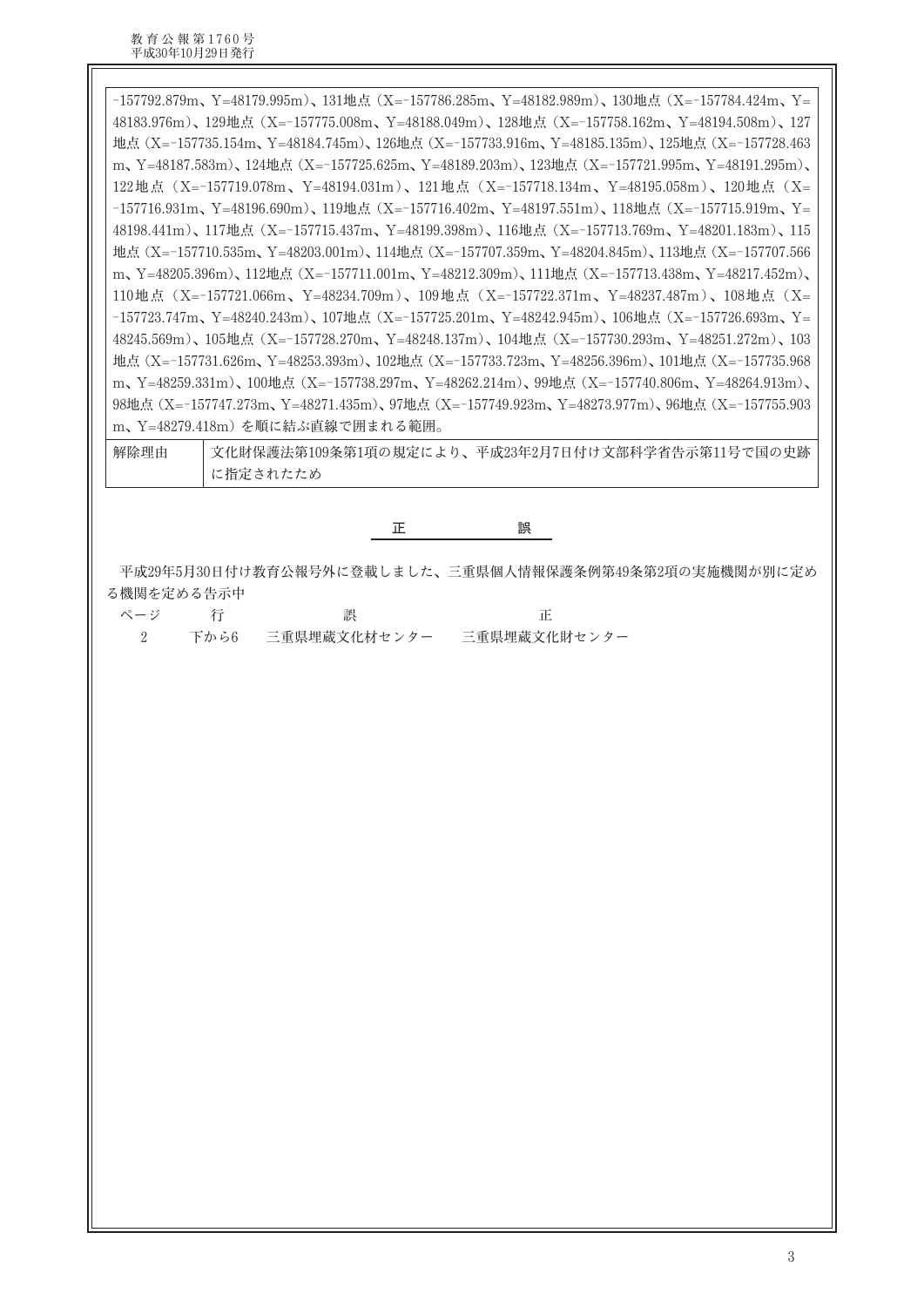| | |
|---|---|
| | -157792.879m、Y=48179.995m)、131地点(X=-157786.285m、Y=48182.989m)、130地点(X=-157784.424m、Y=48183.976m)、129地点(X=-157775.008m、Y=48188.049m)、128地点(X=-157758.162m、Y=48194.508m)、127地点(X=-157735.154m、Y=48184.745m)、126地点(X=-157733.916m、Y=48185.135m)、125地点(X=-157728.463m、Y=48187.583m)、124地点(X=-157725.625m、Y=48189.203m)、123地点(X=-157721.995m、Y=48191.295m)、122地点(X=-157719.078m、Y=48194.031m)、121地点(X=-157718.134m、Y=48195.058m)、120地点(X=-157716.931m、Y=48196.690m)、119地点(X=-157716.402m、Y=48197.551m)、118地点(X=-157715.919m、Y=48198.441m)、117地点(X=-157715.437m、Y=48199.398m)、116地点(X=-157713.769m、Y=48201.183m)、115地点(X=-157710.535m、Y=48203.001m)、114地点(X=-157707.359m、Y=48204.845m)、113地点(X=-157707.566m、Y=48205.396m)、112地点(X=-157711.001m、Y=48212.309m)、111地点(X=-157713.438m、Y=48217.452m)、110地点(X=-157721.066m、Y=48234.709m)、109地点(X=-157722.371m、Y=48237.487m)、108地点(X=-157723.747m、Y=48240.243m)、107地点(X=-157725.201m、Y=48242.945m)、106地点(X=-157726.693m、Y=48245.569m)、105地点(X=-157728.270m、Y=48248.137m)、104地点(X=-157730.293m、Y=48251.272m)、103地点(X=-157731.626m、Y=48253.393m)、102地点(X=-157733.723m、Y=48256.396m)、101地点(X=-157735.968m、Y=48259.331m)、100地点(X=-157738.297m、Y=48262.214m)、99地点(X=-157740.806m、Y=48264.913m)、98地点(X=-157747.273m、Y=48271.435m)、97地点(X=-157749.923m、Y=48273.977m)、96地点(X=-157755.903m、Y=48279.418m)を順に結ぶ直線で囲まれる範囲。 |
| 解除理由 | 文化財保護法第109条第1項の規定により、平成23年2月7日付け文部科学省告示第11号で国の史跡に指定されたため |

## 正　誤

平成29年5月30日付け教育公報号外に登載しました、三重県個人情報保護条例第49条第2項の実施機関が別に定める機関を定める告示中

| ページ | 行 | 誤 | 正 |
|---|---|---|---|
| 2 | 下から6 | 三重県埋蔵文化材センター | 三重県埋蔵文化財センター |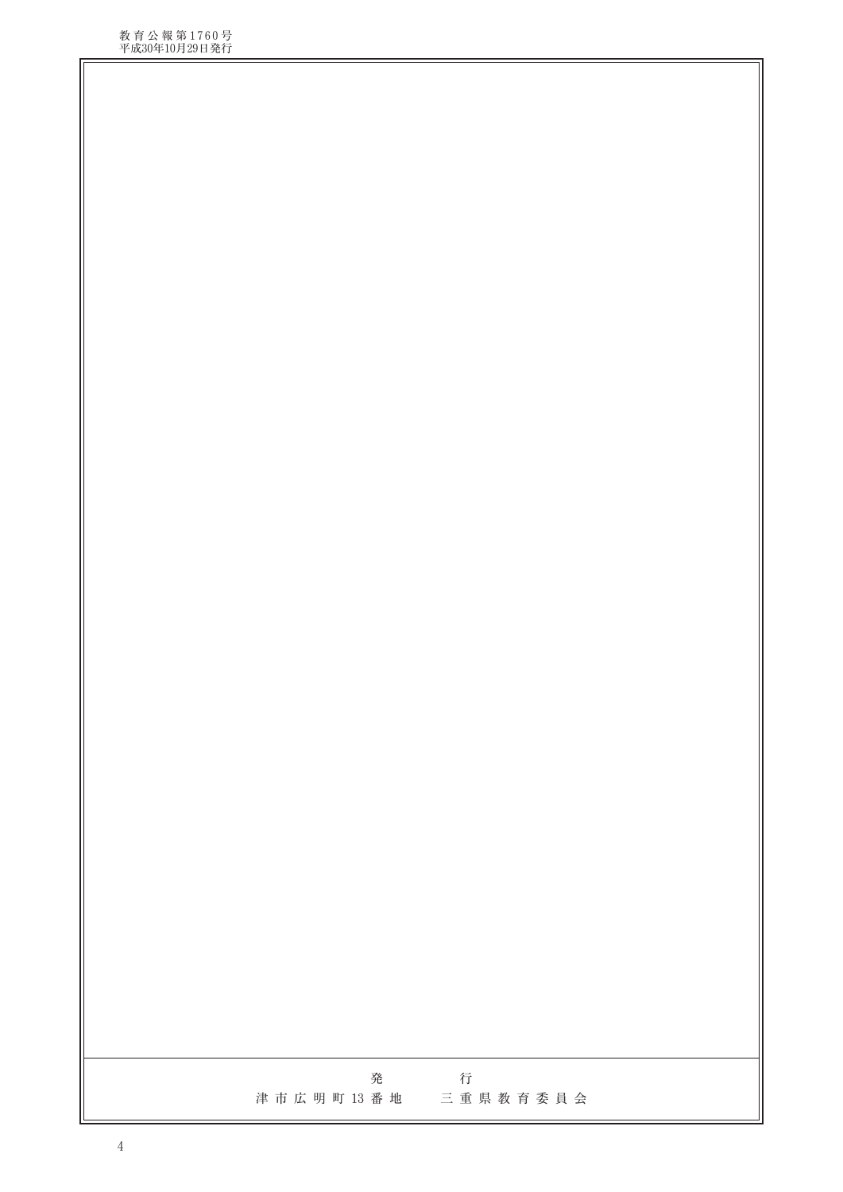発　　　行

津市広明町13番地　　三重県教育委員会